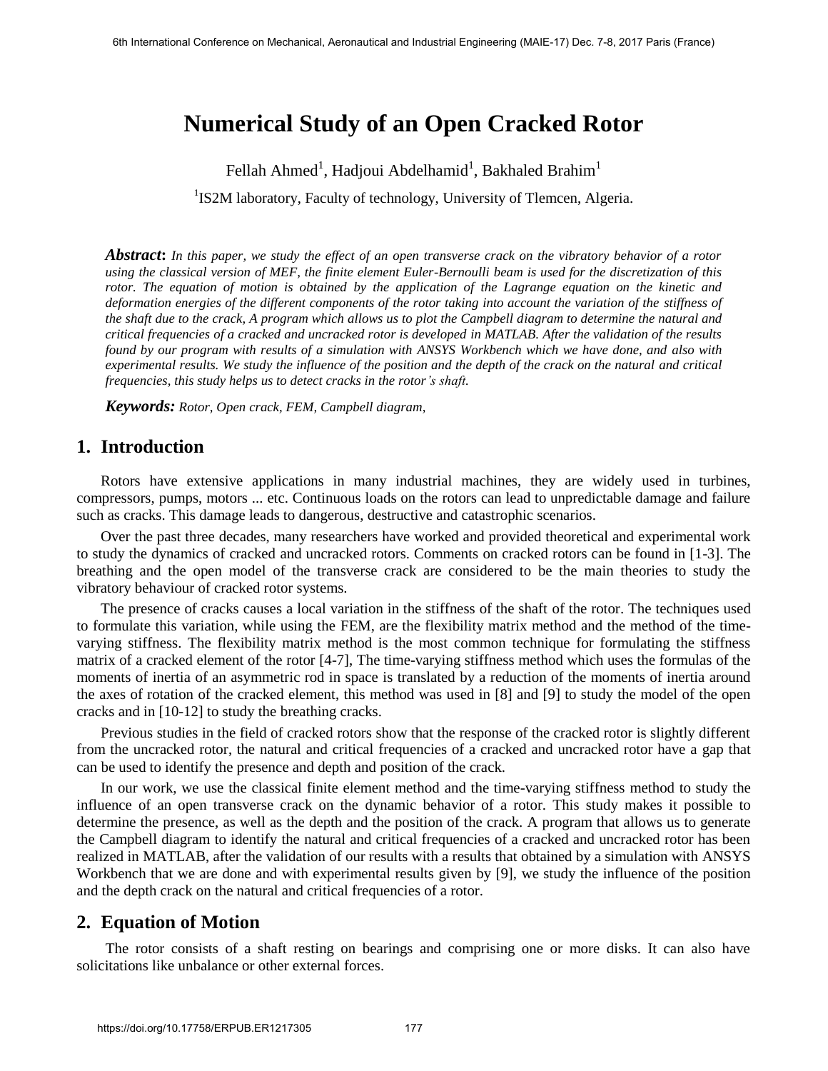# Numerical Study of an Open Cracked Rotor

Fellah Ahmed[1], Hadjoui Abdelhamid[1], Bakhaled Brahim[1]

[1]IS2M laboratory, Faculty of technology, University of Tlemcen, Algeria.

***Abstract*:** *In this paper, we study the effect of an open transverse crack on the vibratory behavior of a rotor using the classical version of MEF, the finite element Euler-Bernoulli beam is used for the discretization of this rotor. The equation of motion is obtained by the application of the Lagrange equation on the kinetic and deformation energies of the different components of the rotor taking into account the variation of the stiffness of the shaft due to the crack, A program which allows us to plot the Campbell diagram to determine the natural and critical frequencies of a cracked and uncracked rotor is developed in MATLAB. After the validation of the results found by our program with results of a simulation with ANSYS Workbench which we have done, and also with experimental results. We study the influence of the position and the depth of the crack on the natural and critical frequencies, this study helps us to detect cracks in the rotor's shaft.*

***Keywords:*** *Rotor, Open crack, FEM, Campbell diagram,*

## 1. Introduction

Rotors have extensive applications in many industrial machines, they are widely used in turbines, compressors, pumps, motors ... etc. Continuous loads on the rotors can lead to unpredictable damage and failure such as cracks. This damage leads to dangerous, destructive and catastrophic scenarios.

Over the past three decades, many researchers have worked and provided theoretical and experimental work to study the dynamics of cracked and uncracked rotors. Comments on cracked rotors can be found in [1-3]. The breathing and the open model of the transverse crack are considered to be the main theories to study the vibratory behaviour of cracked rotor systems.

The presence of cracks causes a local variation in the stiffness of the shaft of the rotor. The techniques used to formulate this variation, while using the FEM, are the flexibility matrix method and the method of the time-varying stiffness. The flexibility matrix method is the most common technique for formulating the stiffness matrix of a cracked element of the rotor [4-7], The time-varying stiffness method which uses the formulas of the moments of inertia of an asymmetric rod in space is translated by a reduction of the moments of inertia around the axes of rotation of the cracked element, this method was used in [8] and [9] to study the model of the open cracks and in [10-12] to study the breathing cracks.

Previous studies in the field of cracked rotors show that the response of the cracked rotor is slightly different from the uncracked rotor, the natural and critical frequencies of a cracked and uncracked rotor have a gap that can be used to identify the presence and depth and position of the crack.

In our work, we use the classical finite element method and the time-varying stiffness method to study the influence of an open transverse crack on the dynamic behavior of a rotor. This study makes it possible to determine the presence, as well as the depth and the position of the crack. A program that allows us to generate the Campbell diagram to identify the natural and critical frequencies of a cracked and uncracked rotor has been realized in MATLAB, after the validation of our results with a results that obtained by a simulation with ANSYS Workbench that we are done and with experimental results given by [9], we study the influence of the position and the depth crack on the natural and critical frequencies of a rotor.

## 2. Equation of Motion

The rotor consists of a shaft resting on bearings and comprising one or more disks. It can also have solicitations like unbalance or other external forces.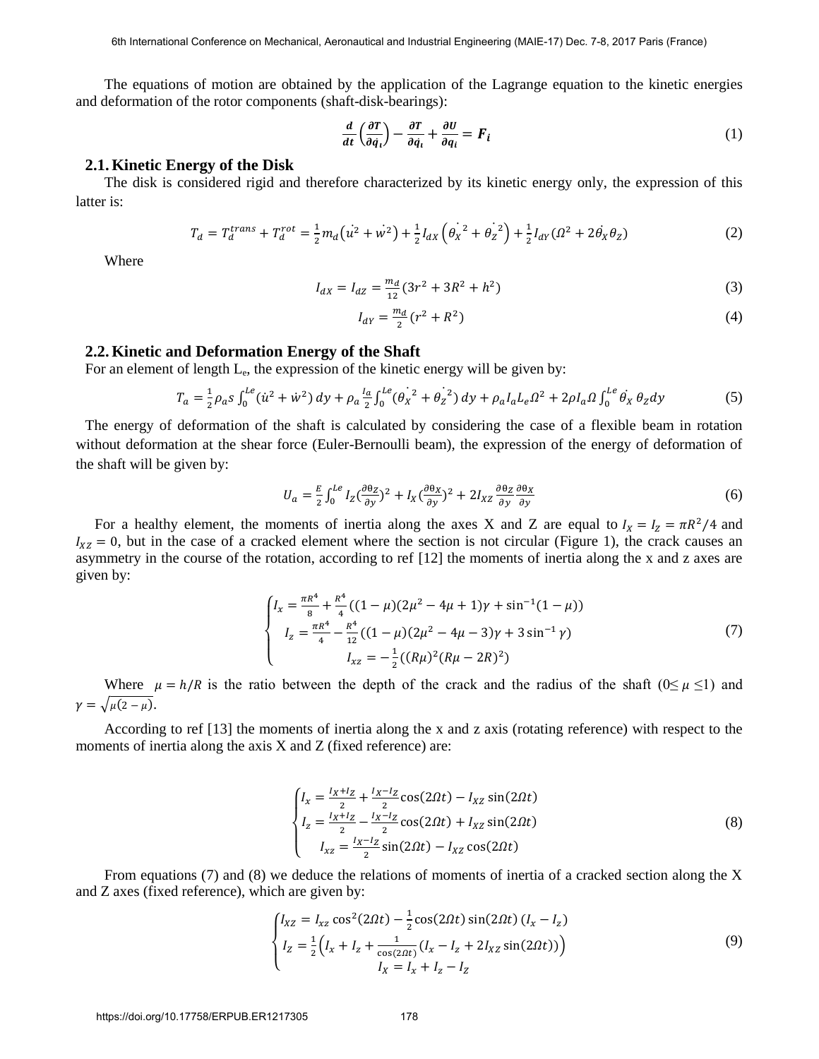The equations of motion are obtained by the application of the Lagrange equation to the kinetic energies and deformation of the rotor components (shaft-disk-bearings):

$$\frac{d}{dt}\left(\frac{\partial T}{\partial \dot{q_i}}\right) - \frac{\partial T}{\partial \dot{q_i}} + \frac{\partial U}{\partial q_i} = F_i \tag{1}$$

## 2.1. Kinetic Energy of the Disk

The disk is considered rigid and therefore characterized by its kinetic energy only, the expression of this latter is:

$$T_d = T_d^{trans} + T_d^{rot} = \frac{1}{2} m_d\left(\dot{u}^2 + \dot{w}^2\right) + \frac{1}{2} I_{dX}\left(\dot{\theta_X}^2 + \dot{\theta_Z}^2\right) + \frac{1}{2} I_{dY}(\Omega^2 + 2\dot{\theta}_X \theta_Z) \tag{2}$$

Where

$$I_{dX} = I_{dZ} = \frac{m_d}{12}(3r^2 + 3R^2 + h^2) \tag{3}$$

$$I_{dY} = \frac{m_d}{2}(r^2 + R^2) \tag{4}$$

## 2.2. Kinetic and Deformation Energy of the Shaft

For an element of length $L_e$, the expression of the kinetic energy will be given by:

$$T_a = \frac{1}{2}\rho_a s\int_0^{Le}(\dot{u}^2 + \dot{w}^2)\,dy + \rho_a\frac{I_a}{2}\int_0^{Le}(\dot{\theta_X}^2 + \dot{\theta_Z}^2)\,dy + \rho_a I_a L_e \Omega^2 + 2\rho I_a \Omega\int_0^{Le}\dot{\theta_X}\,\theta_Z dy \tag{5}$$

The energy of deformation of the shaft is calculated by considering the case of a flexible beam in rotation without deformation at the shear force (Euler-Bernoulli beam), the expression of the energy of deformation of the shaft will be given by:

$$U_a = \frac{E}{2}\int_0^{Le} I_Z\left(\frac{\partial \theta_Z}{\partial y}\right)^2 + I_X\left(\frac{\partial \theta_X}{\partial y}\right)^2 + 2I_{XZ}\frac{\partial \theta_Z}{\partial y}\frac{\partial \theta_X}{\partial y} \tag{6}$$

For a healthy element, the moments of inertia along the axes X and Z are equal to $I_X = I_Z = \pi R^2/4$ and $I_{XZ} = 0$, but in the case of a cracked element where the section is not circular (Figure 1), the crack causes an asymmetry in the course of the rotation, according to ref [12] the moments of inertia along the x and z axes are given by:

$$\begin{cases} I_x = \frac{\pi R^4}{8} + \frac{R^4}{4}((1-\mu)(2\mu^2 - 4\mu + 1)\gamma + \sin^{-1}(1-\mu)) \\ I_z = \frac{\pi R^4}{4} - \frac{R^4}{12}((1-\mu)(2\mu^2 - 4\mu - 3)\gamma + 3\sin^{-1}\gamma) \\ I_{xz} = -\frac{1}{2}((R\mu)^2(R\mu - 2R)^2) \end{cases} \tag{7}$$

Where $\mu = h/R$ is the ratio between the depth of the crack and the radius of the shaft ($0 \le \mu \le 1$) and $\gamma = \sqrt{\mu(2-\mu)}$.

According to ref [13] the moments of inertia along the x and z axis (rotating reference) with respect to the moments of inertia along the axis X and Z (fixed reference) are:

$$\begin{cases} I_x = \frac{I_X + I_Z}{2} + \frac{I_X - I_Z}{2}\cos(2\Omega t) - I_{XZ}\sin(2\Omega t) \\ I_z = \frac{I_X + I_Z}{2} - \frac{I_X - I_Z}{2}\cos(2\Omega t) + I_{XZ}\sin(2\Omega t) \\ I_{xz} = \frac{I_X - I_Z}{2}\sin(2\Omega t) - I_{XZ}\cos(2\Omega t) \end{cases} \tag{8}$$

From equations (7) and (8) we deduce the relations of moments of inertia of a cracked section along the X and Z axes (fixed reference), which are given by:

$$\begin{cases} I_{XZ} = I_{xz}\cos^2(2\Omega t) - \frac{1}{2}\cos(2\Omega t)\sin(2\Omega t)\,(I_x - I_z) \\ I_Z = \frac{1}{2}\left(I_x + I_z + \frac{1}{\cos(2\Omega t)}(I_x - I_z + 2I_{XZ}\sin(2\Omega t))\right) \\ I_X = I_x + I_z - I_Z \end{cases} \tag{9}$$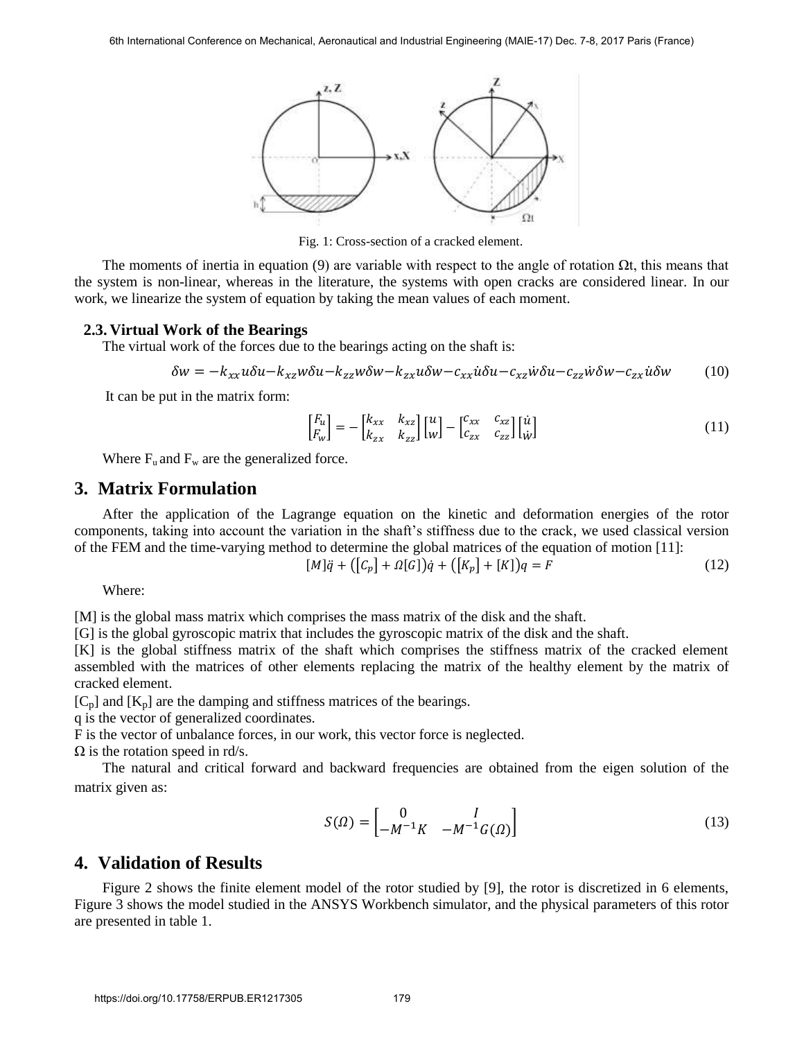Fig. 1: Cross-section of a cracked element.

The moments of inertia in equation (9) are variable with respect to the angle of rotation Ωt, this means that the system is non-linear, whereas in the literature, the systems with open cracks are considered linear. In our work, we linearize the system of equation by taking the mean values of each moment.

### 2.3. Virtual Work of the Bearings

The virtual work of the forces due to the bearings acting on the shaft is:

$$\delta w = -k_{xx}u\delta u - k_{xz}w\delta u - k_{zz}w\delta w - k_{zx}u\delta w - c_{xx}\dot{u}\delta u - c_{xz}\dot{w}\delta u - c_{zz}\dot{w}\delta w - c_{zx}\dot{u}\delta w \tag{10}$$

It can be put in the matrix form:

$$\begin{bmatrix} F_u \\ F_w \end{bmatrix} = -\begin{bmatrix} k_{xx} & k_{xz} \\ k_{zx} & k_{zz} \end{bmatrix}\begin{bmatrix} u \\ w \end{bmatrix} - \begin{bmatrix} c_{xx} & c_{xz} \\ c_{zx} & c_{zz} \end{bmatrix}\begin{bmatrix} \dot{u} \\ \dot{w} \end{bmatrix} \tag{11}$$

Where $F_u$ and $F_w$ are the generalized force.

## 3. Matrix Formulation

After the application of the Lagrange equation on the kinetic and deformation energies of the rotor components, taking into account the variation in the shaft's stiffness due to the crack, we used classical version of the FEM and the time-varying method to determine the global matrices of the equation of motion [11]:

$$[M]\ddot{q} + ([C_p] + \Omega[G])\dot{q} + ([K_p] + [K])q = F \tag{12}$$

Where:

[M] is the global mass matrix which comprises the mass matrix of the disk and the shaft.

[G] is the global gyroscopic matrix that includes the gyroscopic matrix of the disk and the shaft.

[K] is the global stiffness matrix of the shaft which comprises the stiffness matrix of the cracked element assembled with the matrices of other elements replacing the matrix of the healthy element by the matrix of cracked element.

$[C_p]$ and $[K_p]$ are the damping and stiffness matrices of the bearings.

q is the vector of generalized coordinates.

F is the vector of unbalance forces, in our work, this vector force is neglected.

Ω is the rotation speed in rd/s.

The natural and critical forward and backward frequencies are obtained from the eigen solution of the matrix given as:

$$S(\Omega) = \begin{bmatrix} 0 & I \\ -M^{-1}K & -M^{-1}G(\Omega) \end{bmatrix} \tag{13}$$

## 4. Validation of Results

Figure 2 shows the finite element model of the rotor studied by [9], the rotor is discretized in 6 elements, Figure 3 shows the model studied in the ANSYS Workbench simulator, and the physical parameters of this rotor are presented in table 1.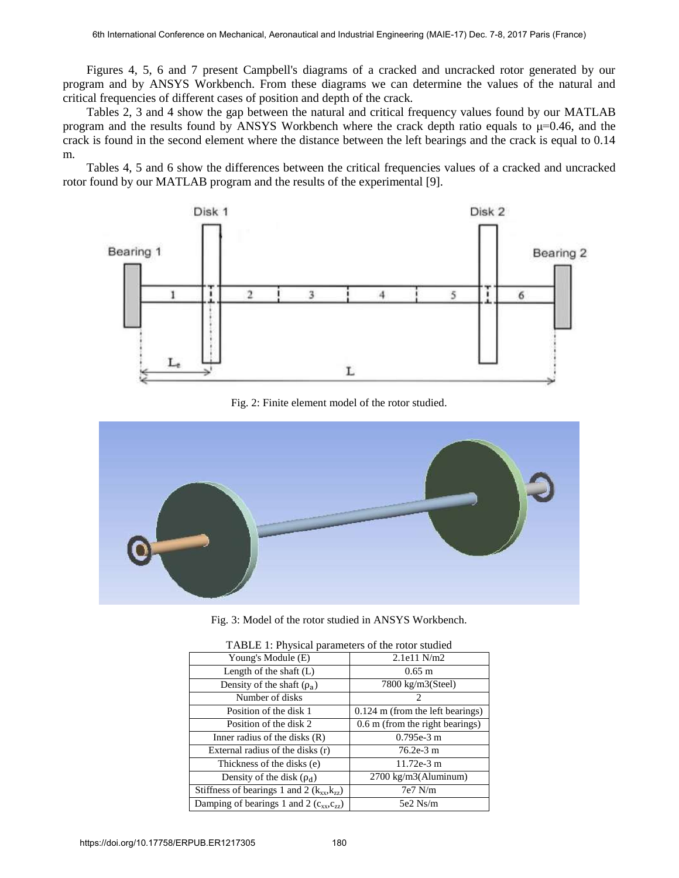Figures 4, 5, 6 and 7 present Campbell's diagrams of a cracked and uncracked rotor generated by our program and by ANSYS Workbench. From these diagrams we can determine the values of the natural and critical frequencies of different cases of position and depth of the crack.

Tables 2, 3 and 4 show the gap between the natural and critical frequency values found by our MATLAB program and the results found by ANSYS Workbench where the crack depth ratio equals to $\mu$=0.46, and the crack is found in the second element where the distance between the left bearings and the crack is equal to 0.14 m.

Tables 4, 5 and 6 show the differences between the critical frequencies values of a cracked and uncracked rotor found by our MATLAB program and the results of the experimental [9].

Fig. 2: Finite element model of the rotor studied.

Fig. 3: Model of the rotor studied in ANSYS Workbench.

TABLE 1: Physical parameters of the rotor studied

| Parameter | Value |
|---|---|
| Young's Module (E) | 2.1e11 N/m2 |
| Length of the shaft (L) | 0.65 m |
| Density of the shaft ($\rho_a$) | 7800 kg/m3(Steel) |
| Number of disks | 2 |
| Position of the disk 1 | 0.124 m (from the left bearings) |
| Position of the disk 2 | 0.6 m (from the right bearings) |
| Inner radius of the disks (R) | 0.795e-3 m |
| External radius of the disks (r) | 76.2e-3 m |
| Thickness of the disks (e) | 11.72e-3 m |
| Density of the disk ($\rho_d$) | 2700 kg/m3(Aluminum) |
| Stiffness of bearings 1 and 2 ($k_{xx}$,$k_{zz}$) | 7e7 N/m |
| Damping of bearings 1 and 2 ($c_{xx}$,$c_{zz}$) | 5e2 Ns/m |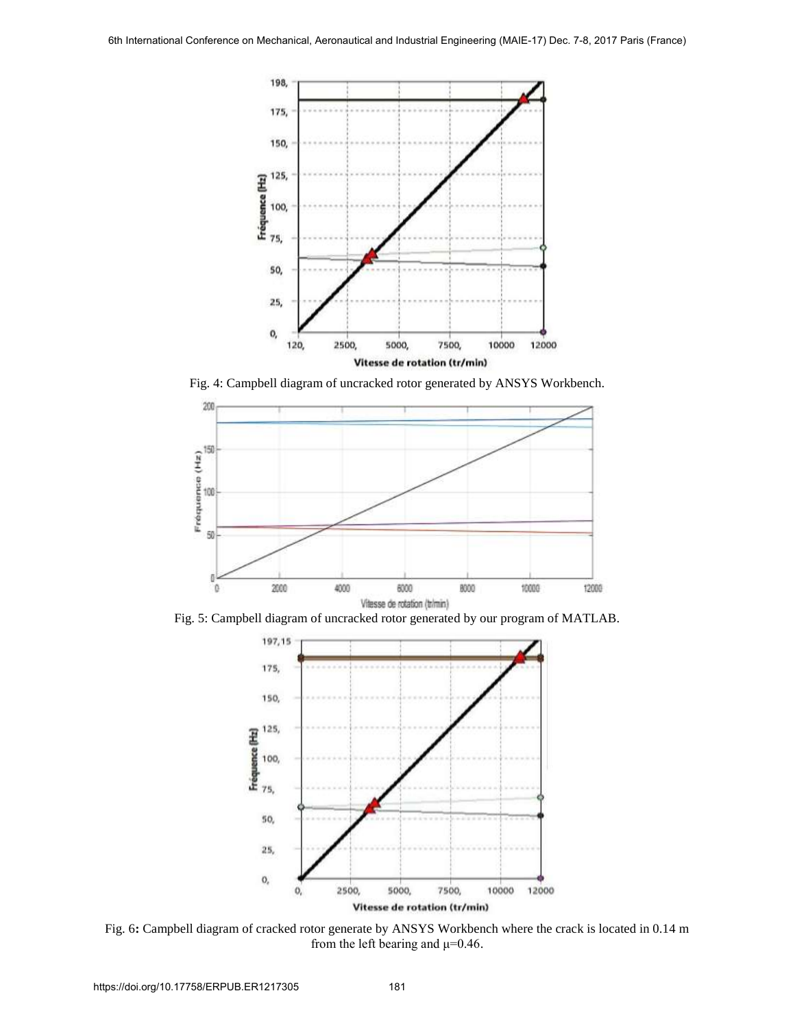Fig. 4: Campbell diagram of uncracked rotor generated by ANSYS Workbench.

Fig. 5: Campbell diagram of uncracked rotor generated by our program of MATLAB.

Fig. 6**:** Campbell diagram of cracked rotor generate by ANSYS Workbench where the crack is located in 0.14 m from the left bearing and μ=0.46.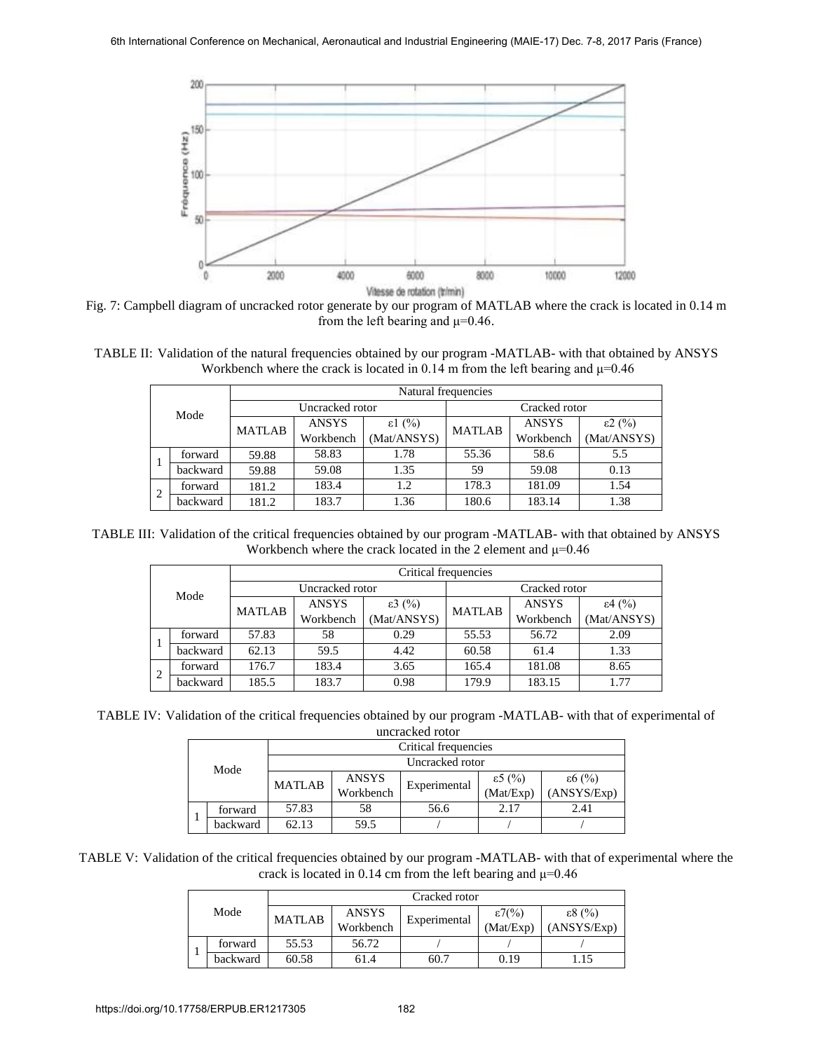Fig. 7: Campbell diagram of uncracked rotor generate by our program of MATLAB where the crack is located in 0.14 m from the left bearing and $\mu$=0.46.

TABLE II: Validation of the natural frequencies obtained by our program -MATLAB- with that obtained by ANSYS Workbench where the crack is located in 0.14 m from the left bearing and $\mu$=0.46

| Mode | | Natural frequencies | | | | | |
|---|---|---|---|---|---|---|---|
| | | Uncracked rotor | | | Cracked rotor | | |
| | | MATLAB | ANSYS Workbench | $\varepsilon 1$ (%) (Mat/ANSYS) | MATLAB | ANSYS Workbench | $\varepsilon 2$ (%) (Mat/ANSYS) |
| 1 | forward | 59.88 | 58.83 | 1.78 | 55.36 | 58.6 | 5.5 |
| | backward | 59.88 | 59.08 | 1.35 | 59 | 59.08 | 0.13 |
| 2 | forward | 181.2 | 183.4 | 1.2 | 178.3 | 181.09 | 1.54 |
| | backward | 181.2 | 183.7 | 1.36 | 180.6 | 183.14 | 1.38 |

TABLE III: Validation of the critical frequencies obtained by our program -MATLAB- with that obtained by ANSYS Workbench where the crack located in the 2 element and $\mu$=0.46

| Mode | | Critical frequencies | | | | | |
|---|---|---|---|---|---|---|---|
| | | Uncracked rotor | | | Cracked rotor | | |
| | | MATLAB | ANSYS Workbench | $\varepsilon 3$ (%) (Mat/ANSYS) | MATLAB | ANSYS Workbench | $\varepsilon 4$ (%) (Mat/ANSYS) |
| 1 | forward | 57.83 | 58 | 0.29 | 55.53 | 56.72 | 2.09 |
| | backward | 62.13 | 59.5 | 4.42 | 60.58 | 61.4 | 1.33 |
| 2 | forward | 176.7 | 183.4 | 3.65 | 165.4 | 181.08 | 8.65 |
| | backward | 185.5 | 183.7 | 0.98 | 179.9 | 183.15 | 1.77 |

TABLE IV: Validation of the critical frequencies obtained by our program -MATLAB- with that of experimental of uncracked rotor

| Mode | | Critical frequencies | | | | |
|---|---|---|---|---|---|---|
| | | Uncracked rotor | | | | |
| | | MATLAB | ANSYS Workbench | Experimental | $\varepsilon 5$ (%) (Mat/Exp) | $\varepsilon 6$ (%) (ANSYS/Exp) |
| 1 | forward | 57.83 | 58 | 56.6 | 2.17 | 2.41 |
| | backward | 62.13 | 59.5 | / | / | / |

TABLE V: Validation of the critical frequencies obtained by our program -MATLAB- with that of experimental where the crack is located in 0.14 cm from the left bearing and $\mu$=0.46

| Mode | | Cracked rotor | | | | |
|---|---|---|---|---|---|---|
| | | MATLAB | ANSYS Workbench | Experimental | $\varepsilon 7$(%) (Mat/Exp) | $\varepsilon 8$ (%) (ANSYS/Exp) |
| 1 | forward | 55.53 | 56.72 | / | / | / |
| | backward | 60.58 | 61.4 | 60.7 | 0.19 | 1.15 |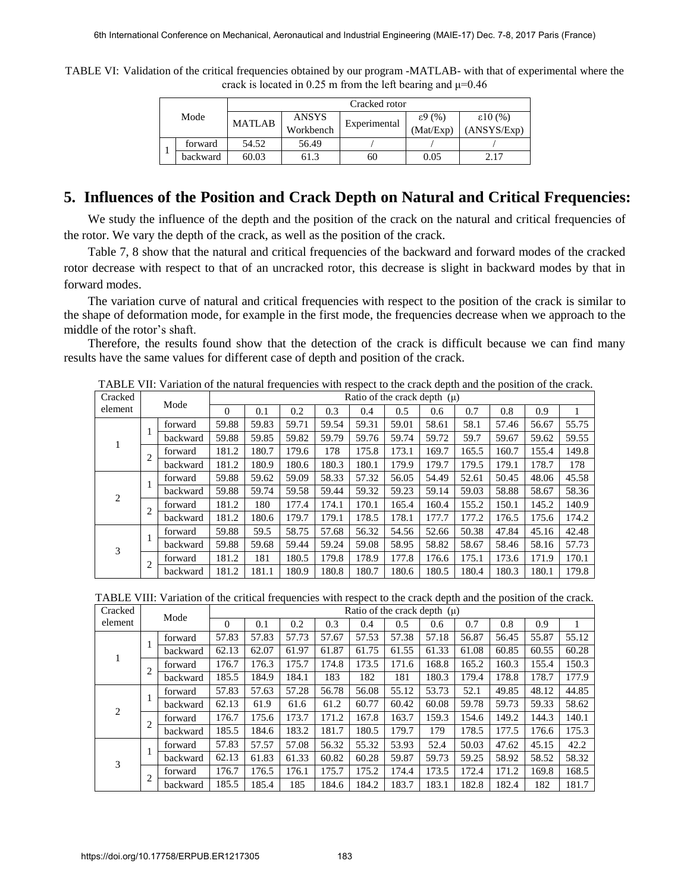TABLE VI: Validation of the critical frequencies obtained by our program -MATLAB- with that of experimental where the crack is located in 0.25 m from the left bearing and μ=0.46

| Mode | | Cracked rotor | | | | |
|---|---|---|---|---|---|---|
| | | MATLAB | ANSYS Workbench | Experimental | ε9 (%) (Mat/Exp) | ε10 (%) (ANSYS/Exp) |
| 1 | forward | 54.52 | 56.49 | / | / | / |
| | backward | 60.03 | 61.3 | 60 | 0.05 | 2.17 |

## 5. Influences of the Position and Crack Depth on Natural and Critical Frequencies:

We study the influence of the depth and the position of the crack on the natural and critical frequencies of the rotor. We vary the depth of the crack, as well as the position of the crack.

Table 7, 8 show that the natural and critical frequencies of the backward and forward modes of the cracked rotor decrease with respect to that of an uncracked rotor, this decrease is slight in backward modes by that in forward modes.

The variation curve of natural and critical frequencies with respect to the position of the crack is similar to the shape of deformation mode, for example in the first mode, the frequencies decrease when we approach to the middle of the rotor's shaft.

Therefore, the results found show that the detection of the crack is difficult because we can find many results have the same values for different case of depth and position of the crack.

TABLE VII: Variation of the natural frequencies with respect to the crack depth and the position of the crack.

| Cracked element | Mode | | Ratio of the crack depth (μ) | | | | | | | | | | |
|---|---|---|---|---|---|---|---|---|---|---|---|---|---|
| | | | 0 | 0.1 | 0.2 | 0.3 | 0.4 | 0.5 | 0.6 | 0.7 | 0.8 | 0.9 | 1 |
| 1 | 1 | forward | 59.88 | 59.83 | 59.71 | 59.54 | 59.31 | 59.01 | 58.61 | 58.1 | 57.46 | 56.67 | 55.75 |
| | | backward | 59.88 | 59.85 | 59.82 | 59.79 | 59.76 | 59.74 | 59.72 | 59.7 | 59.67 | 59.62 | 59.55 |
| | 2 | forward | 181.2 | 180.7 | 179.6 | 178 | 175.8 | 173.1 | 169.7 | 165.5 | 160.7 | 155.4 | 149.8 |
| | | backward | 181.2 | 180.9 | 180.6 | 180.3 | 180.1 | 179.9 | 179.7 | 179.5 | 179.1 | 178.7 | 178 |
| 2 | 1 | forward | 59.88 | 59.62 | 59.09 | 58.33 | 57.32 | 56.05 | 54.49 | 52.61 | 50.45 | 48.06 | 45.58 |
| | | backward | 59.88 | 59.74 | 59.58 | 59.44 | 59.32 | 59.23 | 59.14 | 59.03 | 58.88 | 58.67 | 58.36 |
| | 2 | forward | 181.2 | 180 | 177.4 | 174.1 | 170.1 | 165.4 | 160.4 | 155.2 | 150.1 | 145.2 | 140.9 |
| | | backward | 181.2 | 180.6 | 179.7 | 179.1 | 178.5 | 178.1 | 177.7 | 177.2 | 176.5 | 175.6 | 174.2 |
| 3 | 1 | forward | 59.88 | 59.5 | 58.75 | 57.68 | 56.32 | 54.56 | 52.66 | 50.38 | 47.84 | 45.16 | 42.48 |
| | | backward | 59.88 | 59.68 | 59.44 | 59.24 | 59.08 | 58.95 | 58.82 | 58.67 | 58.46 | 58.16 | 57.73 |
| | 2 | forward | 181.2 | 181 | 180.5 | 179.8 | 178.9 | 177.8 | 176.6 | 175.1 | 173.6 | 171.9 | 170.1 |
| | | backward | 181.2 | 181.1 | 180.9 | 180.8 | 180.7 | 180.6 | 180.5 | 180.4 | 180.3 | 180.1 | 179.8 |

TABLE VIII: Variation of the critical frequencies with respect to the crack depth and the position of the crack.

| Cracked element | Mode | | Ratio of the crack depth (μ) | | | | | | | | | | |
|---|---|---|---|---|---|---|---|---|---|---|---|---|---|
| | | | 0 | 0.1 | 0.2 | 0.3 | 0.4 | 0.5 | 0.6 | 0.7 | 0.8 | 0.9 | 1 |
| 1 | 1 | forward | 57.83 | 57.83 | 57.73 | 57.67 | 57.53 | 57.38 | 57.18 | 56.87 | 56.45 | 55.87 | 55.12 |
| | | backward | 62.13 | 62.07 | 61.97 | 61.87 | 61.75 | 61.55 | 61.33 | 61.08 | 60.85 | 60.55 | 60.28 |
| | 2 | forward | 176.7 | 176.3 | 175.7 | 174.8 | 173.5 | 171.6 | 168.8 | 165.2 | 160.3 | 155.4 | 150.3 |
| | | backward | 185.5 | 184.9 | 184.1 | 183 | 182 | 181 | 180.3 | 179.4 | 178.8 | 178.7 | 177.9 |
| 2 | 1 | forward | 57.83 | 57.63 | 57.28 | 56.78 | 56.08 | 55.12 | 53.73 | 52.1 | 49.85 | 48.12 | 44.85 |
| | | backward | 62.13 | 61.9 | 61.6 | 61.2 | 60.77 | 60.42 | 60.08 | 59.78 | 59.73 | 59.33 | 58.62 |
| | 2 | forward | 176.7 | 175.6 | 173.7 | 171.2 | 167.8 | 163.7 | 159.3 | 154.6 | 149.2 | 144.3 | 140.1 |
| | | backward | 185.5 | 184.6 | 183.2 | 181.7 | 180.5 | 179.7 | 179 | 178.5 | 177.5 | 176.6 | 175.3 |
| 3 | 1 | forward | 57.83 | 57.57 | 57.08 | 56.32 | 55.32 | 53.93 | 52.4 | 50.03 | 47.62 | 45.15 | 42.2 |
| | | backward | 62.13 | 61.83 | 61.33 | 60.82 | 60.28 | 59.87 | 59.73 | 59.25 | 58.92 | 58.52 | 58.32 |
| | 2 | forward | 176.7 | 176.5 | 176.1 | 175.7 | 175.2 | 174.4 | 173.5 | 172.4 | 171.2 | 169.8 | 168.5 |
| | | backward | 185.5 | 185.4 | 185 | 184.6 | 184.2 | 183.7 | 183.1 | 182.8 | 182.4 | 182 | 181.7 |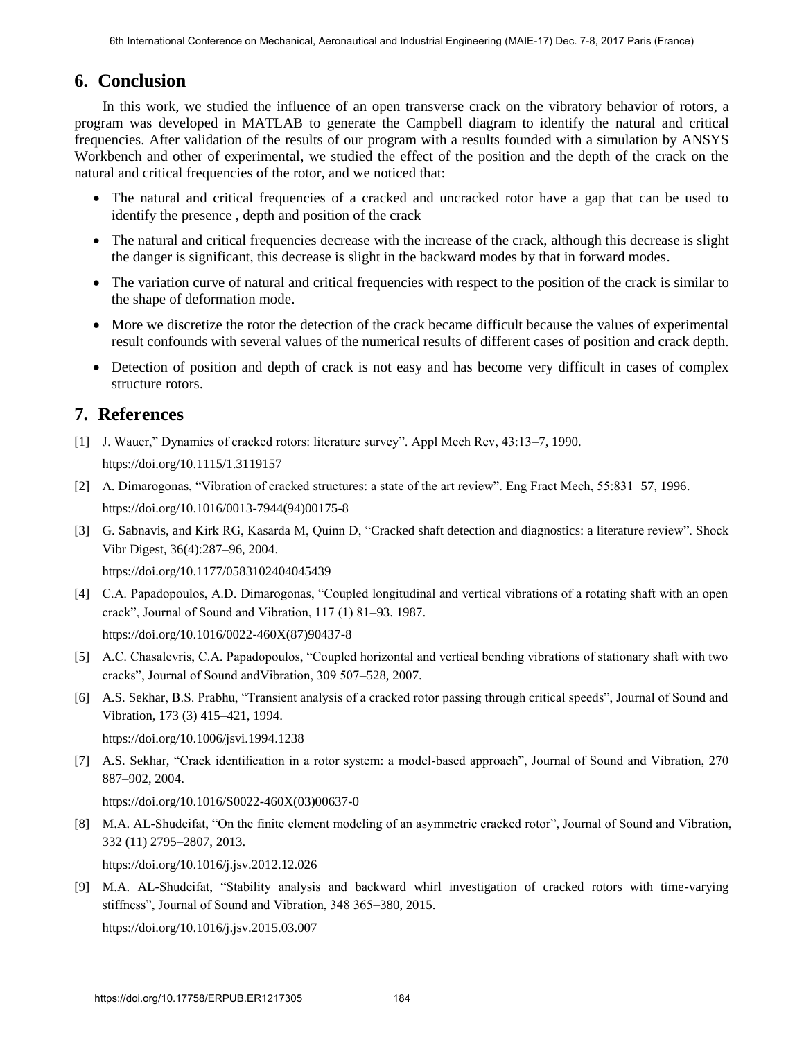## 6. Conclusion

In this work, we studied the influence of an open transverse crack on the vibratory behavior of rotors, a program was developed in MATLAB to generate the Campbell diagram to identify the natural and critical frequencies. After validation of the results of our program with a results founded with a simulation by ANSYS Workbench and other of experimental, we studied the effect of the position and the depth of the crack on the natural and critical frequencies of the rotor, and we noticed that:

- The natural and critical frequencies of a cracked and uncracked rotor have a gap that can be used to identify the presence , depth and position of the crack
- The natural and critical frequencies decrease with the increase of the crack, although this decrease is slight the danger is significant, this decrease is slight in the backward modes by that in forward modes.
- The variation curve of natural and critical frequencies with respect to the position of the crack is similar to the shape of deformation mode.
- More we discretize the rotor the detection of the crack became difficult because the values of experimental result confounds with several values of the numerical results of different cases of position and crack depth.
- Detection of position and depth of crack is not easy and has become very difficult in cases of complex structure rotors.

## 7. References

[1] J. Wauer," Dynamics of cracked rotors: literature survey". Appl Mech Rev, 43:13–7, 1990. https://doi.org/10.1115/1.3119157

[2] A. Dimarogonas, "Vibration of cracked structures: a state of the art review". Eng Fract Mech, 55:831–57, 1996. https://doi.org/10.1016/0013-7944(94)00175-8

[3] G. Sabnavis, and Kirk RG, Kasarda M, Quinn D, "Cracked shaft detection and diagnostics: a literature review". Shock Vibr Digest, 36(4):287–96, 2004. https://doi.org/10.1177/0583102404045439

[4] C.A. Papadopoulos, A.D. Dimarogonas, "Coupled longitudinal and vertical vibrations of a rotating shaft with an open crack", Journal of Sound and Vibration, 117 (1) 81–93. 1987. https://doi.org/10.1016/0022-460X(87)90437-8

[5] A.C. Chasalevris, C.A. Papadopoulos, "Coupled horizontal and vertical bending vibrations of stationary shaft with two cracks", Journal of Sound andVibration, 309 507–528, 2007.

[6] A.S. Sekhar, B.S. Prabhu, "Transient analysis of a cracked rotor passing through critical speeds", Journal of Sound and Vibration, 173 (3) 415–421, 1994. https://doi.org/10.1006/jsvi.1994.1238

[7] A.S. Sekhar, "Crack identification in a rotor system: a model-based approach", Journal of Sound and Vibration, 270 887–902, 2004. https://doi.org/10.1016/S0022-460X(03)00637-0

[8] M.A. AL-Shudeifat, "On the finite element modeling of an asymmetric cracked rotor", Journal of Sound and Vibration, 332 (11) 2795–2807, 2013. https://doi.org/10.1016/j.jsv.2012.12.026

[9] M.A. AL-Shudeifat, "Stability analysis and backward whirl investigation of cracked rotors with time-varying stiffness", Journal of Sound and Vibration, 348 365–380, 2015. https://doi.org/10.1016/j.jsv.2015.03.007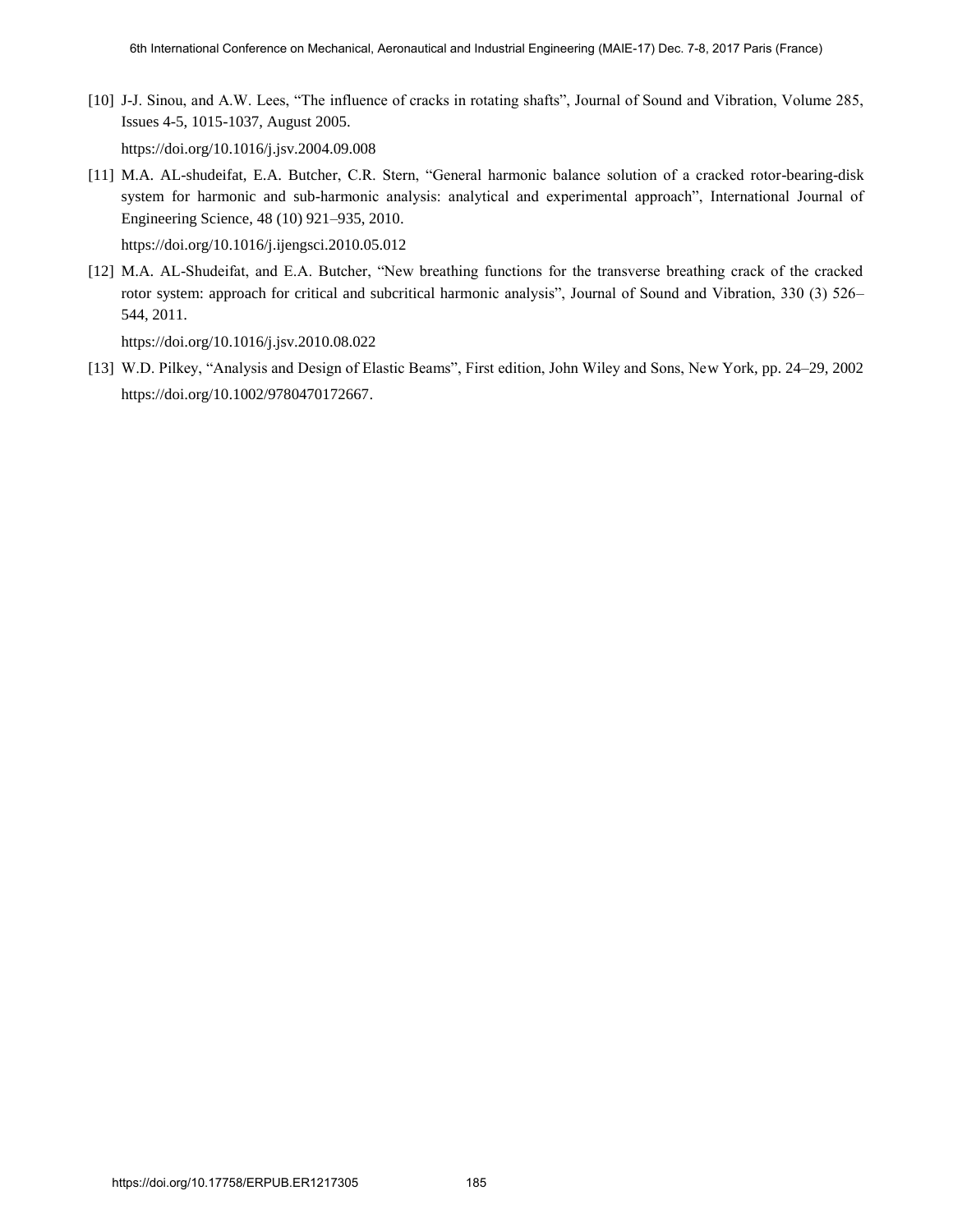[10] J-J. Sinou, and A.W. Lees, "The influence of cracks in rotating shafts", Journal of Sound and Vibration, Volume 285, Issues 4-5, 1015-1037, August 2005.

https://doi.org/10.1016/j.jsv.2004.09.008

[11] M.A. AL-shudeifat, E.A. Butcher, C.R. Stern, "General harmonic balance solution of a cracked rotor-bearing-disk system for harmonic and sub-harmonic analysis: analytical and experimental approach", International Journal of Engineering Science, 48 (10) 921–935, 2010.

https://doi.org/10.1016/j.ijengsci.2010.05.012

[12] M.A. AL-Shudeifat, and E.A. Butcher, "New breathing functions for the transverse breathing crack of the cracked rotor system: approach for critical and subcritical harmonic analysis", Journal of Sound and Vibration, 330 (3) 526–544, 2011.

https://doi.org/10.1016/j.jsv.2010.08.022

[13] W.D. Pilkey, "Analysis and Design of Elastic Beams", First edition, John Wiley and Sons, New York, pp. 24–29, 2002 https://doi.org/10.1002/9780470172667.